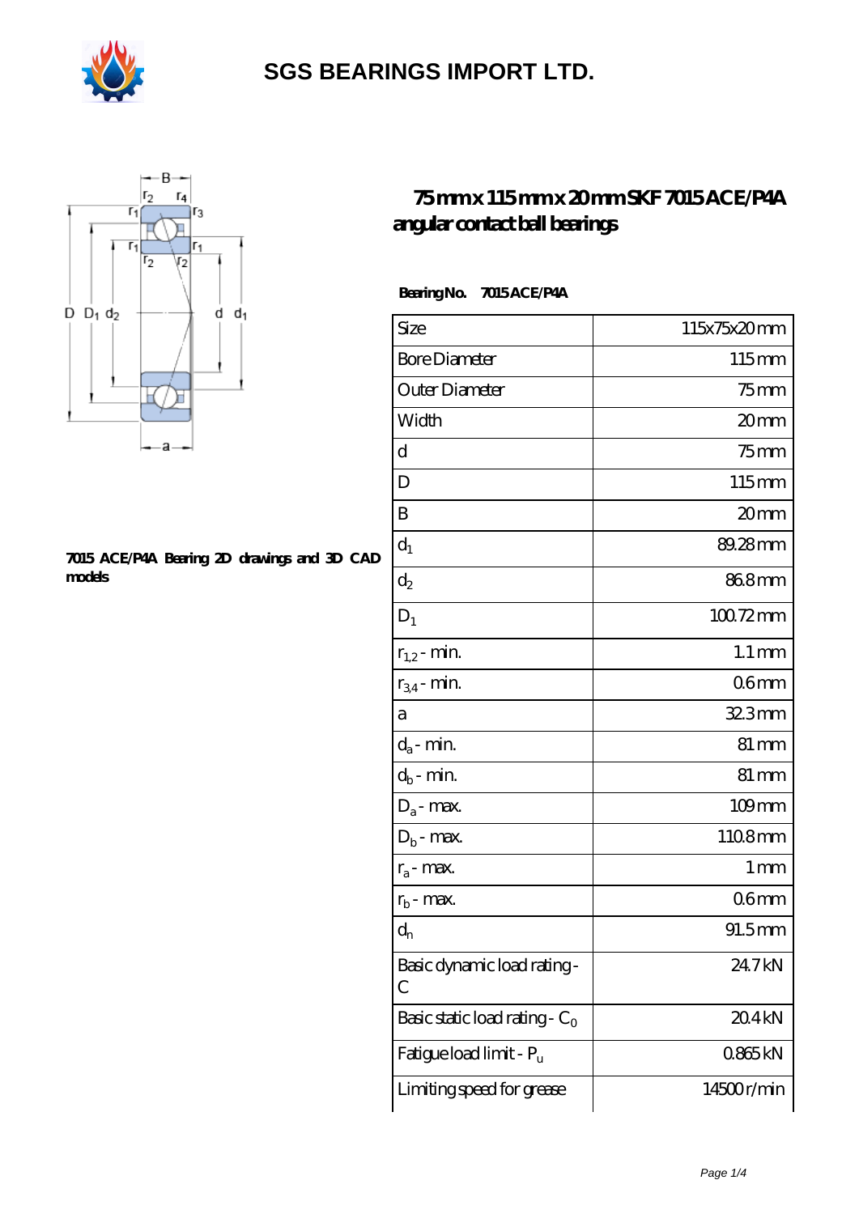# SGS BEARINGS IMPORT LTD.

## 75 mm x 115 mm x 20 mm SKF 7015 ACE/P4A angular contact ball bearings

7015 ACE/P4A Bearing 2D drawings and 3D CAD models

**Bearing No. 7015 ACE/P4A**

| | |
|---|---|
| Size | 115x75x20 mm |
| Bore Diameter | 115 mm |
| Outer Diameter | 75 mm |
| Width | 20 mm |
| d | 75 mm |
| D | 115 mm |
| B | 20 mm |
| $d_1$ | 89.28 mm |
| $d_2$ | 86.8 mm |
| $D_1$ | 100.72 mm |
| $r_{1,2}$ - min. | 1.1 mm |
| $r_{3,4}$ - min. | 0.6 mm |
| a | 32.3 mm |
| $d_a$ - min. | 81 mm |
| $d_b$ - min. | 81 mm |
| $D_a$ - max. | 109 mm |
| $D_b$ - max. | 110.8 mm |
| $r_a$ - max. | 1 mm |
| $r_b$ - max. | 0.6 mm |
| $d_n$ | 91.5 mm |
| Basic dynamic load rating - C | 24.7 kN |
| Basic static load rating - $C_0$ | 20.4 kN |
| Fatigue load limit - $P_u$ | 0.865 kN |
| Limiting speed for grease | 14500 r/min |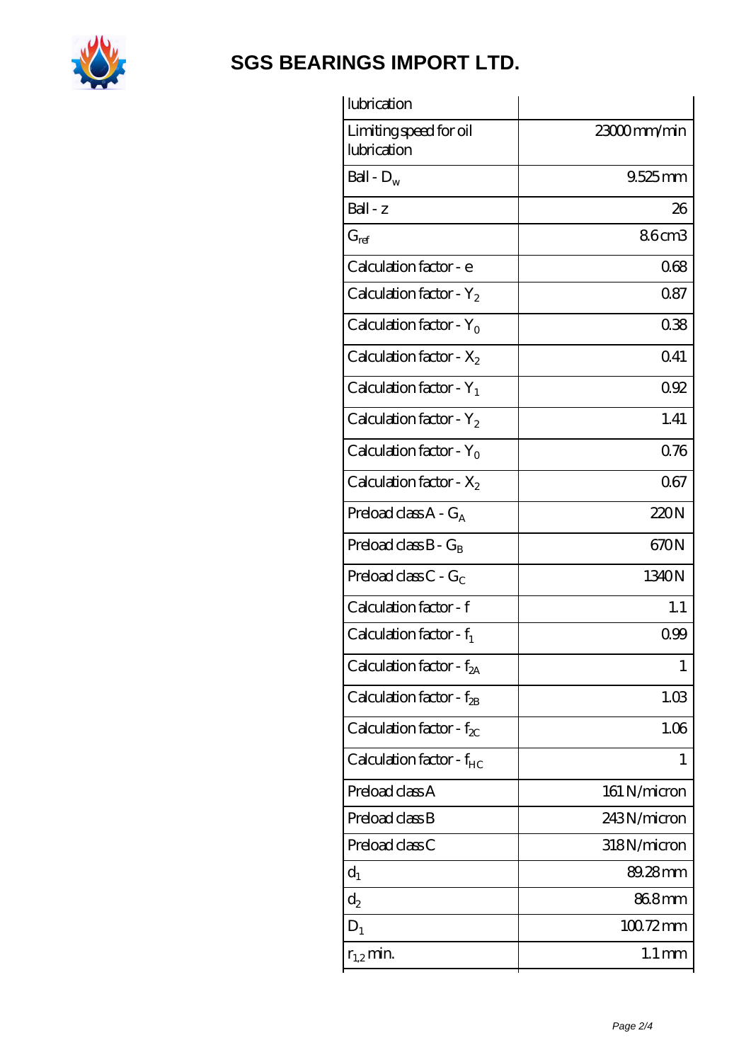# SGS BEARINGS IMPORT LTD.

| | |
|---|---|
| lubrication | |
| Limiting speed for oil lubrication | 23000 mm/min |
| Ball - $D_w$ | 9.525 mm |
| Ball - z | 26 |
| $G_{ref}$ | 8.6 cm3 |
| Calculation factor - e | 0.68 |
| Calculation factor - $Y_2$ | 0.87 |
| Calculation factor - $Y_0$ | 0.38 |
| Calculation factor - $X_2$ | 0.41 |
| Calculation factor - $Y_1$ | 0.92 |
| Calculation factor - $Y_2$ | 1.41 |
| Calculation factor - $Y_0$ | 0.76 |
| Calculation factor - $X_2$ | 0.67 |
| Preload class A - $G_A$ | 220 N |
| Preload class B - $G_B$ | 670 N |
| Preload class C - $G_C$ | 1340 N |
| Calculation factor - f | 1.1 |
| Calculation factor - $f_1$ | 0.99 |
| Calculation factor - $f_{2A}$ | 1 |
| Calculation factor - $f_{2B}$ | 1.03 |
| Calculation factor - $f_{2C}$ | 1.06 |
| Calculation factor - $f_{HC}$ | 1 |
| Preload class A | 161 N/micron |
| Preload class B | 243 N/micron |
| Preload class C | 318 N/micron |
| $d_1$ | 89.28 mm |
| $d_2$ | 86.8 mm |
| $D_1$ | 100.72 mm |
| $r_{1,2}$ min. | 1.1 mm |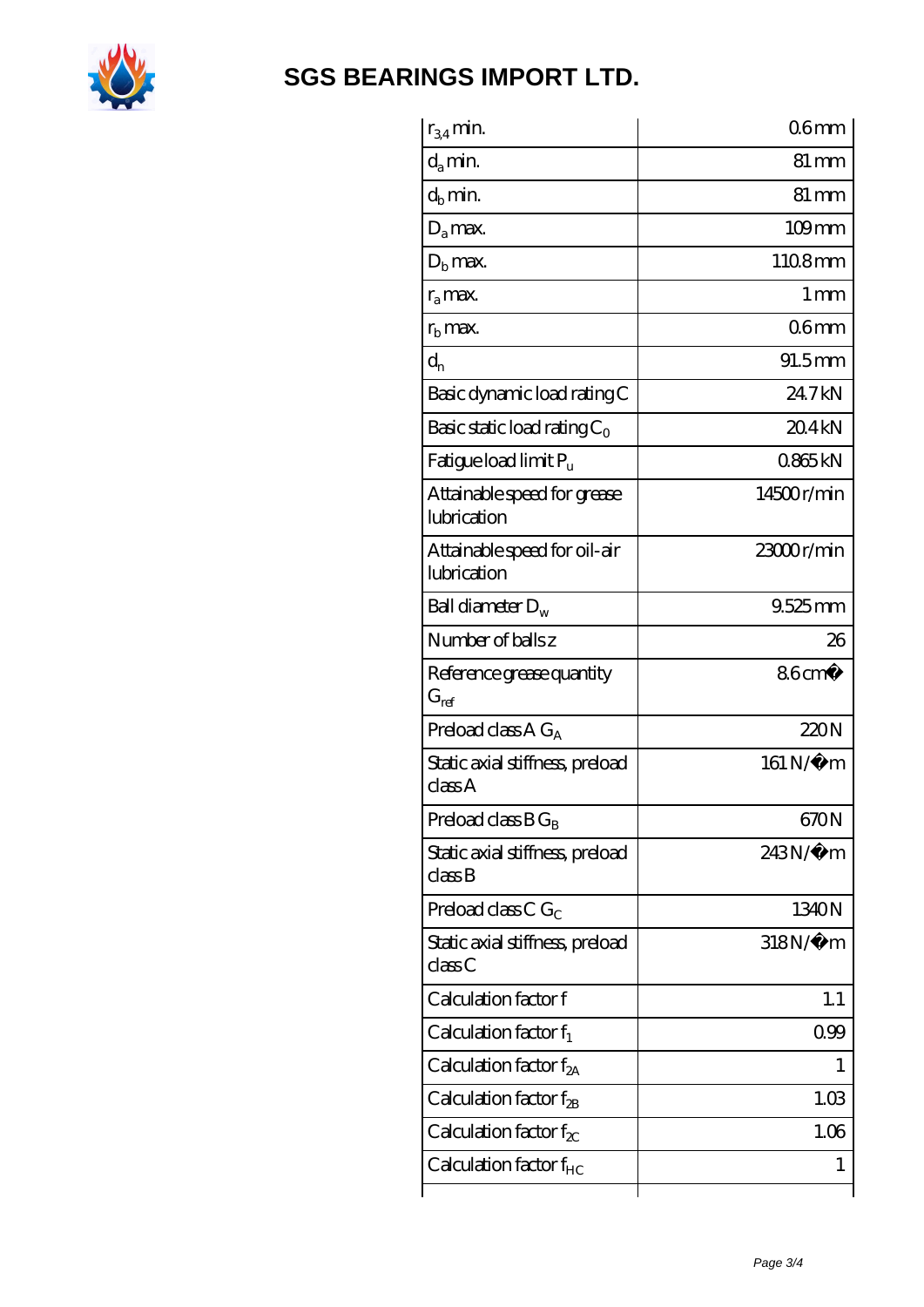# SGS BEARINGS IMPORT LTD.

| | |
|---|---|
| $r_{3,4}$ min. | 0.6 mm |
| $d_a$ min. | 81 mm |
| $d_b$ min. | 81 mm |
| $D_a$ max. | 109 mm |
| $D_b$ max. | 110.8 mm |
| $r_a$ max. | 1 mm |
| $r_b$ max. | 0.6 mm |
| $d_n$ | 91.5 mm |
| Basic dynamic load rating C | 24.7 kN |
| Basic static load rating $C_0$ | 20.4 kN |
| Fatigue load limit $P_u$ | 0.865 kN |
| Attainable speed for grease lubrication | 14500 r/min |
| Attainable speed for oil-air lubrication | 23000 r/min |
| Ball diameter $D_w$ | 9.525 mm |
| Number of balls z | 26 |
| Reference grease quantity $G_{ref}$ | 8.6 cm� |
| Preload class A $G_A$ | 220 N |
| Static axial stiffness, preload class A | 161 N/�m |
| Preload class B $G_B$ | 670 N |
| Static axial stiffness, preload class B | 243 N/�m |
| Preload class C $G_C$ | 1340 N |
| Static axial stiffness, preload class C | 318 N/�m |
| Calculation factor f | 1.1 |
| Calculation factor $f_1$ | 0.99 |
| Calculation factor $f_{2A}$ | 1 |
| Calculation factor $f_{2B}$ | 1.03 |
| Calculation factor $f_{2C}$ | 1.06 |
| Calculation factor $f_{HC}$ | 1 |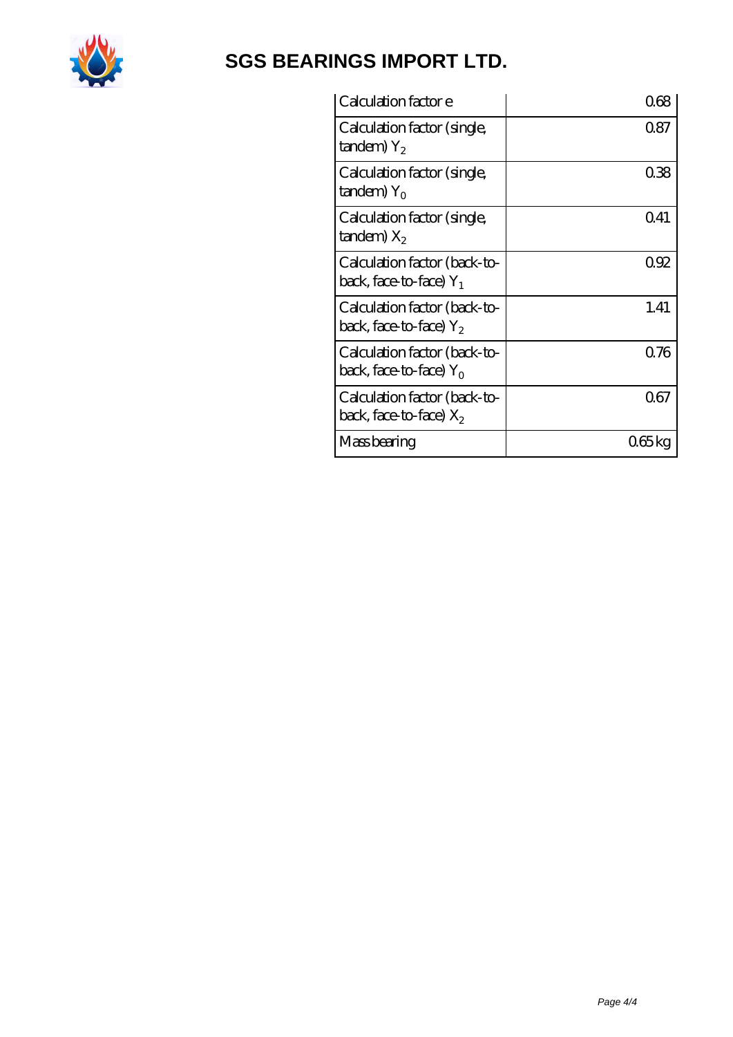| | |
|---|---|
| Calculation factor e | 0.68 |
| Calculation factor (single, tandem) $Y_2$ | 0.87 |
| Calculation factor (single, tandem) $Y_0$ | 0.38 |
| Calculation factor (single, tandem) $X_2$ | 0.41 |
| Calculation factor (back-to-back, face-to-face) $Y_1$ | 0.92 |
| Calculation factor (back-to-back, face-to-face) $Y_2$ | 1.41 |
| Calculation factor (back-to-back, face-to-face) $Y_0$ | 0.76 |
| Calculation factor (back-to-back, face-to-face) $X_2$ | 0.67 |
| Mass bearing | 0.65 kg |